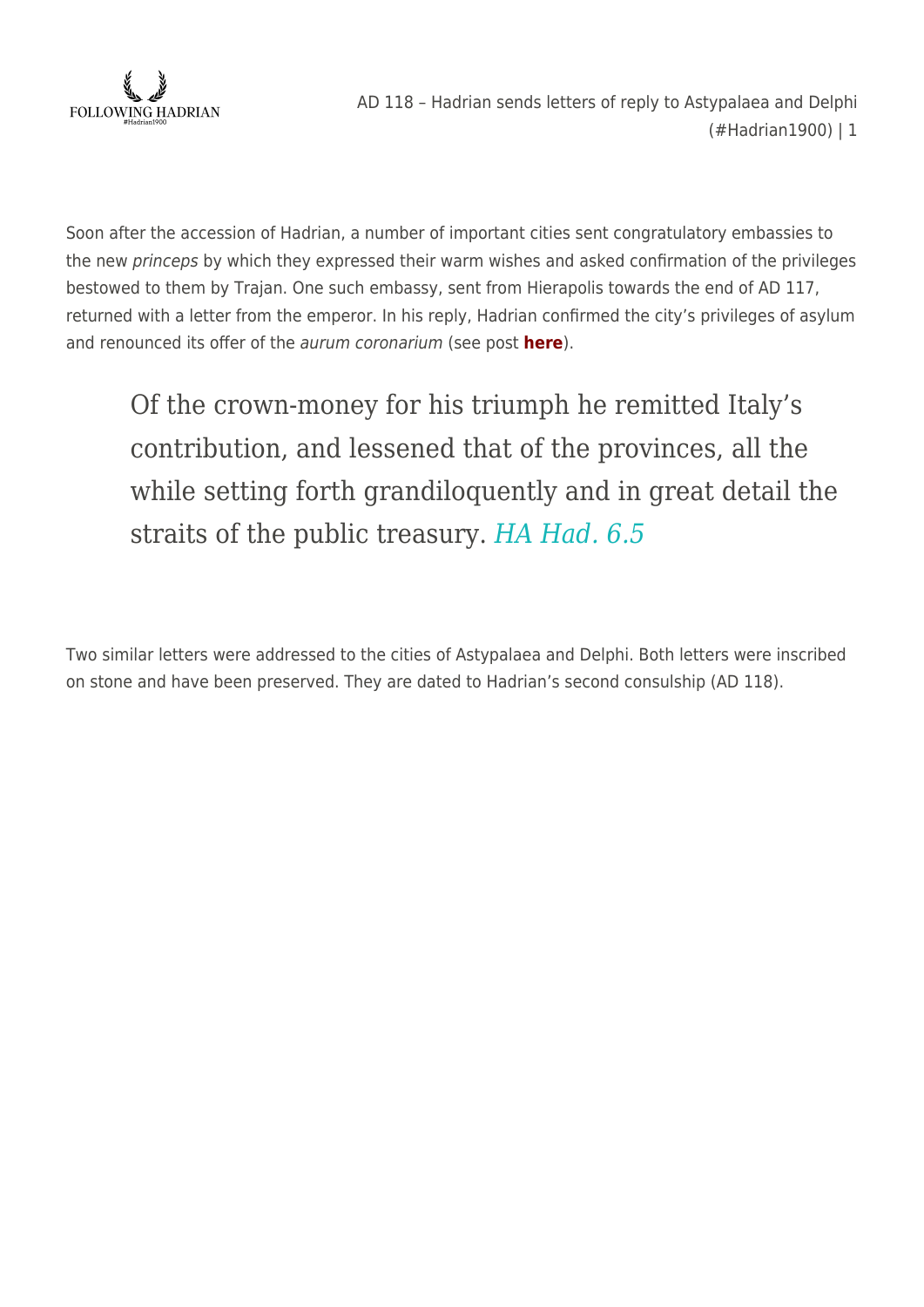Soon after the accession of Hadrian, a number of important cities sent congratulatory embassies to the new *princeps* by which they expressed their warm wishes and asked confirmation of the privileges bestowed to them by Trajan. One such embassy, sent from Hierapolis towards the end of AD 117, returned with a letter from the emperor. In his reply, Hadrian confirmed the city's privileges of asylum and renounced its offer of the *aurum coronarium* (see post **here**).

> Of the crown-money for his triumph he remitted Italy's contribution, and lessened that of the provinces, all the while setting forth grandiloquently and in great detail the straits of the public treasury. *HA Had. 6.5*

Two similar letters were addressed to the cities of Astypalaea and Delphi. Both letters were inscribed on stone and have been preserved. They are dated to Hadrian's second consulship (AD 118).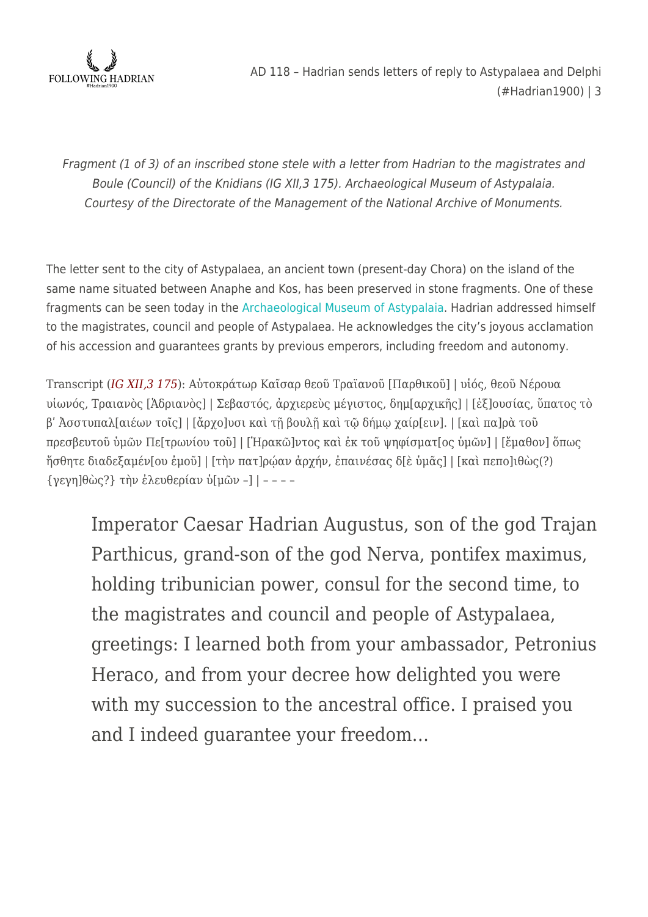*Fragment (1 of 3) of an inscribed stone stele with a letter from Hadrian to the magistrates and Boule (Council) of the Knidians (IG XII,3 175). Archaeological Museum of Astypalaia. Courtesy of the Directorate of the Management of the National Archive of Monuments.*

The letter sent to the city of Astypalaea, an ancient town (present-day Chora) on the island of the same name situated between Anaphe and Kos, has been preserved in stone fragments. One of these fragments can be seen today in the Archaeological Museum of Astypalaia. Hadrian addressed himself to the magistrates, council and people of Astypalaea. He acknowledges the city's joyous acclamation of his accession and guarantees grants by previous emperors, including freedom and autonomy.

Transcript (*IG XII,3 175*): Αὐτοκράτωρ Καῖσαρ θεοῦ Τραϊανοῦ [Παρθικοῦ] | υἱός, θεοῦ Νέρουα υἱωνός, Τραιανὸς [Ἁδριανὸς] | Σεβαστός, ἀρχιερεὺς μέγιστος, δημ[αρχικῆς] | [ἐξ]ουσίας, ὕπατος τὸ β ʹ Ἀσστυπαλ[αιέων τοῖς] | [ἄρχο]υσι καὶ τῇ βουλῇ καὶ τῷ δήμῳ χαίρ[ειν]. | [καὶ πα]ρὰ τοῦ πρεσβευτοῦ ὑμῶν Πε[τρωνίου τοῦ] | [Ἡρακῶ]ντος καὶ ἐκ τοῦ ψηφίσματ[ος ὑμῶν] | [ἔμαθον] ὅπως ἥσθητε διαδεξαμέν[ου ἐμοῦ] | [τὴν πατ]ρῴαν ἀρχήν, ἐπαινέσας δ[ὲ ὑμᾶς] | [καὶ πεπο]ιθὼς(?) {γεγη]θὼς?} τὴν ἐλευθερίαν ὑ[μῶν –] | – – – –

> Imperator Caesar Hadrian Augustus, son of the god Trajan Parthicus, grand-son of the god Nerva, pontifex maximus, holding tribunician power, consul for the second time, to the magistrates and council and people of Astypalaea, greetings: I learned both from your ambassador, Petronius Heraco, and from your decree how delighted you were with my succession to the ancestral office. I praised you and I indeed guarantee your freedom…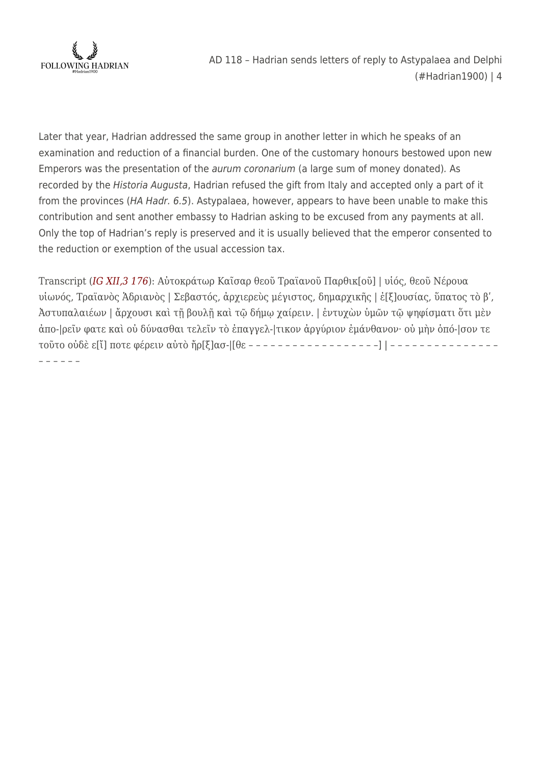Later that year, Hadrian addressed the same group in another letter in which he speaks of an examination and reduction of a financial burden. One of the customary honours bestowed upon new Emperors was the presentation of the *aurum coronarium* (a large sum of money donated). As recorded by the *Historia Augusta*, Hadrian refused the gift from Italy and accepted only a part of it from the provinces (*HA Hadr. 6.5*). Astypalaea, however, appears to have been unable to make this contribution and sent another embassy to Hadrian asking to be excused from any payments at all. Only the top of Hadrian's reply is preserved and it is usually believed that the emperor consented to the reduction or exemption of the usual accession tax.

Transcript (*IG XII,3 176*): Αὐτοκράτωρ Καῖσαρ θεοῦ Τραϊανοῦ Παρθικ[οῦ] | υἱός, θεοῦ Νέρουα υἱωνός, Τραϊανὸς Ἁδριανὸς | Σεβαστός, ἀρχιερεὺς μέγιστος, δημαρχικῆς | ἐ[ξ]ουσίας, ὕπατος τὸ β', Ἀστυπαλαιέων | ἄρχουσι καὶ τῇ βουλῇ καὶ τῷ δήμῳ χαίρειν. | ἐντυχὼν ὑμῶν τῷ ψηφίσματι ὅτι μὲν ἀπο-|ρεῖν φατε καὶ οὐ δύνασθαι τελεῖν τὸ ἐπαγγελ-|τικον ἀργύριον ἐμάνθανον· οὐ μὴν ὁπό-|σον τε τοῦτο οὐδὲ ε[ἴ] ποτε φέρειν αὐτὸ ἤρ[ξ]ασ-|[θε – – – – – – – – – – – – – – – – – –] | – – – – – – – – – – – – – – – – – – – – –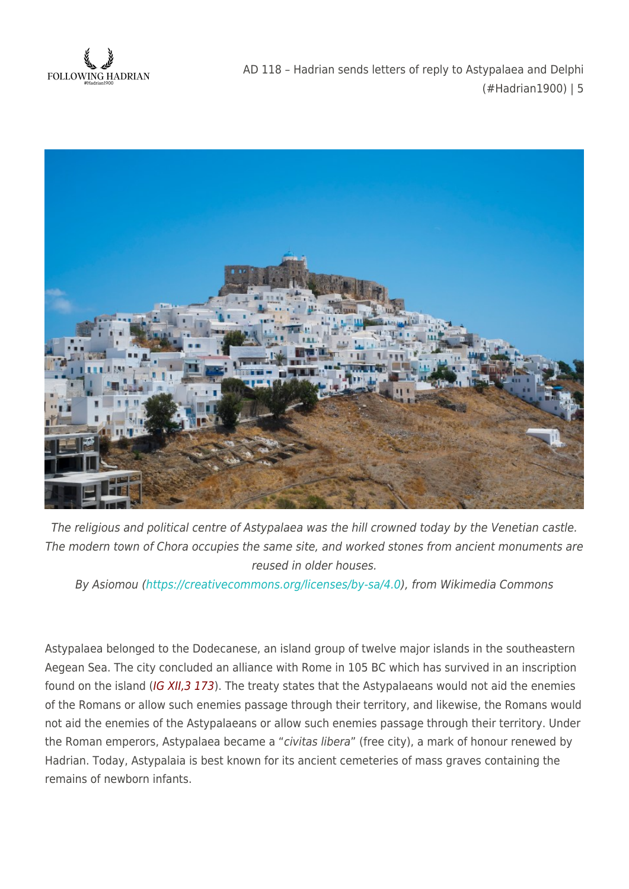*The religious and political centre of Astypalaea was the hill crowned today by the Venetian castle. The modern town of Chora occupies the same site, and worked stones from ancient monuments are reused in older houses.*

*By Asiomou (https://creativecommons.org/licenses/by-sa/4.0), from Wikimedia Commons*

Astypalaea belonged to the Dodecanese, an island group of twelve major islands in the southeastern Aegean Sea. The city concluded an alliance with Rome in 105 BC which has survived in an inscription found on the island (*IG XII,3 173*). The treaty states that the Astypalaeans would not aid the enemies of the Romans or allow such enemies passage through their territory, and likewise, the Romans would not aid the enemies of the Astypalaeans or allow such enemies passage through their territory. Under the Roman emperors, Astypalaea became a "*civitas libera*" (free city), a mark of honour renewed by Hadrian. Today, Astypalaia is best known for its ancient cemeteries of mass graves containing the remains of newborn infants.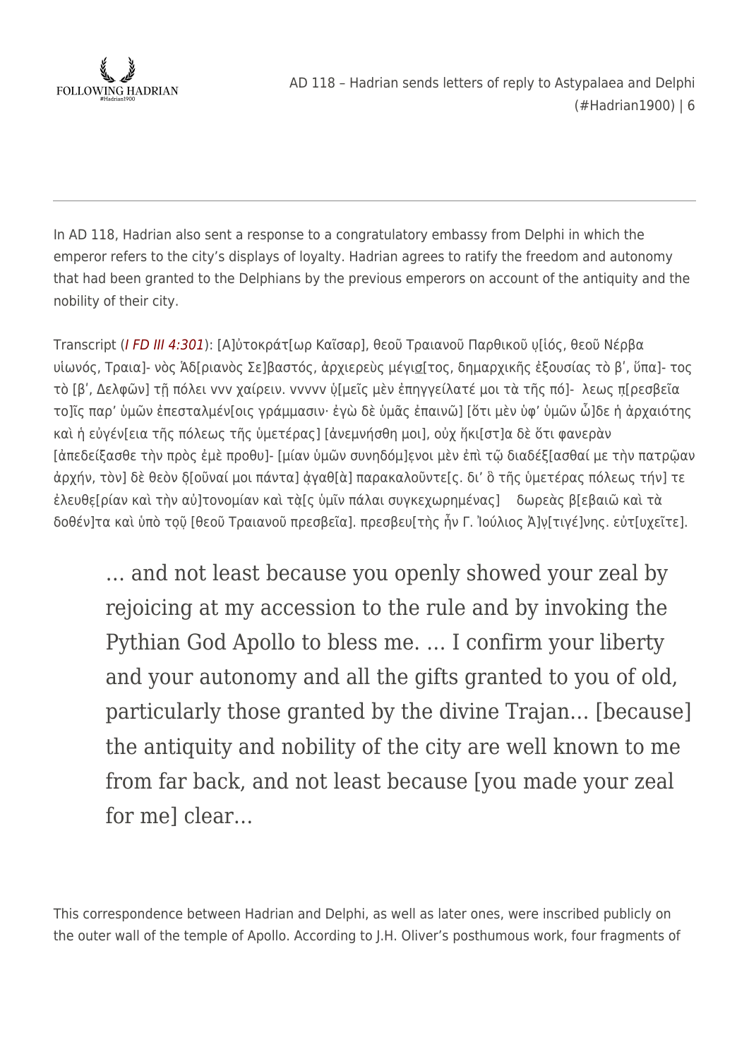In AD 118, Hadrian also sent a response to a congratulatory embassy from Delphi in which the emperor refers to the city's displays of loyalty. Hadrian agrees to ratify the freedom and autonomy that had been granted to the Delphians by the previous emperors on account of the antiquity and the nobility of their city.

Transcript (*I FD III 4:301*): [Α]ὐτοκράτ[ωρ Καῖσαρ], θεοῦ Τραιανοῦ Παρθικοῦ υ̣[ἱός, θεοῦ Νέρβα υἱωνός, Τραια]- νὸς Ἁδ[ριανὸς Σε]βαστός, ἀρχιερεὺς μέγισ̣[τος, δημαρχικῆς ἐξουσίας τὸ β', ὕπα]- τος τὸ [β', Δελφῶν] τῇ πόλει ννν χαίρειν. ννννν ὑ̣[μεῖς μὲν ἐπηγγείλατέ μοι τὰ τῆς πό]- λεως π̣[ρεσβεῖα το]ῖς παρ' ὑμῶν ἐπεσταλμέν[οις γράμμασιν· ἐγὼ δὲ ὑμᾶς ἐπαινῶ] [ὅτι μὲν ὑφ' ὑμῶν ὧ]δε ἡ ἀρχαιότης καὶ ἡ εὐγέν[εια τῆς πόλεως τῆς ὑμετέρας] [ἀνεμνήσθη μοι], οὐχ ἥκι[στ]α δὲ ὅτι φανερὰν [ἀπεδείξασθε τὴν πρὸς ἐμὲ προθυ]- [μίαν ὑμῶν συνηδόμ]ενοι μὲν ἐπὶ τῷ διαδέξ[ασθαί με τὴν πατρῷαν ἀρχήν, τὸν] δὲ θεὸν δ̣[οῦναί μοι πάντα] ἀγαθ[ὰ] παρακαλοῦντε[ς. δι' ὃ τῆς ὑμετέρας πόλεως τήν] τε ἐλευθε̣[ρίαν καὶ τὴν αὐ]τονομίαν καὶ τὰ̣[ς ὑμῖν πάλαι συγκεχωρημένας] δωρεὰς β[εβαιῶ καὶ τὰ δοθέν]τα καὶ ὑπὸ τ̣ο̣ῦ̣ [θεοῦ Τραιανοῦ πρεσβεῖα]. πρεσβευ[τὴς ἦν Γ. Ἰούλιος Ἀ]ν̣[τιγέ]νης. εὐτ[υχεῖτε].

> … and not least because you openly showed your zeal by rejoicing at my accession to the rule and by invoking the Pythian God Apollo to bless me. … I confirm your liberty and your autonomy and all the gifts granted to you of old, particularly those granted by the divine Trajan… [because] the antiquity and nobility of the city are well known to me from far back, and not least because [you made your zeal for me] clear…

This correspondence between Hadrian and Delphi, as well as later ones, were inscribed publicly on the outer wall of the temple of Apollo. According to J.H. Oliver's posthumous work, four fragments of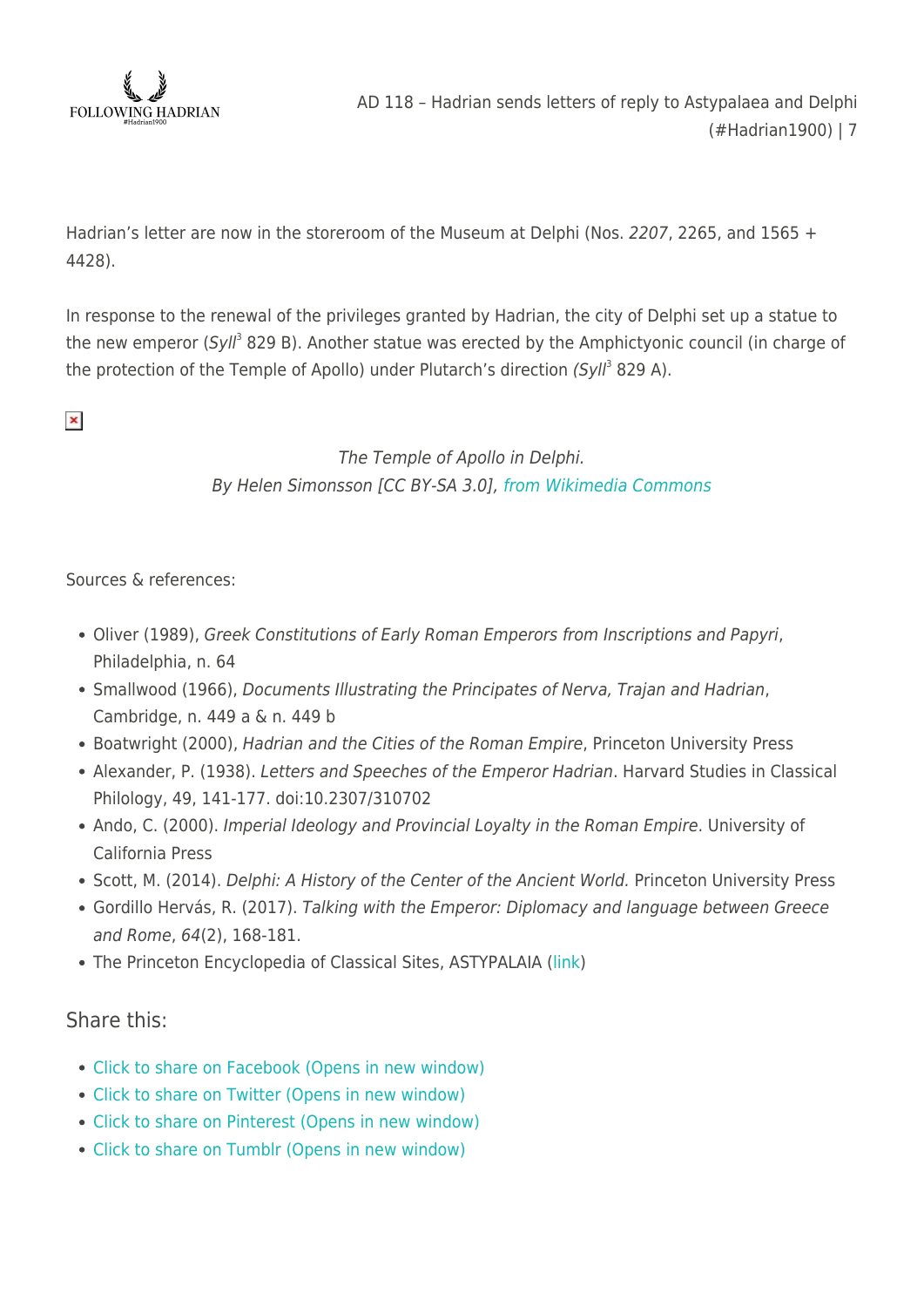Hadrian's letter are now in the storeroom of the Museum at Delphi (Nos. *2207*, 2265, and 1565 + 4428).

In response to the renewal of the privileges granted by Hadrian, the city of Delphi set up a statue to the new emperor (*Syll*[3] 829 B). Another statue was erected by the Amphictyonic council (in charge of the protection of the Temple of Apollo) under Plutarch's direction *(Syll*[3] 829 A).

*The Temple of Apollo in Delphi.*
*By Helen Simonsson [CC BY-SA 3.0],* *from Wikimedia Commons*

Sources & references:

- Oliver (1989), *Greek Constitutions of Early Roman Emperors from Inscriptions and Papyri*, Philadelphia, n. 64
- Smallwood (1966), *Documents Illustrating the Principates of Nerva, Trajan and Hadrian*, Cambridge, n. 449 a & n. 449 b
- Boatwright (2000), *Hadrian and the Cities of the Roman Empire*, Princeton University Press
- Alexander, P. (1938). *Letters and Speeches of the Emperor Hadrian*. Harvard Studies in Classical Philology, 49, 141-177. doi:10.2307/310702
- Ando, C. (2000). *Imperial Ideology and Provincial Loyalty in the Roman Empire*. University of California Press
- Scott, M. (2014). *Delphi: A History of the Center of the Ancient World.* Princeton University Press
- Gordillo Hervás, R. (2017). *Talking with the Emperor: Diplomacy and language between Greece and Rome*, *64*(2), 168-181.
- The Princeton Encyclopedia of Classical Sites, ASTYPALAIA (link)

## Share this:

- Click to share on Facebook (Opens in new window)
- Click to share on Twitter (Opens in new window)
- Click to share on Pinterest (Opens in new window)
- Click to share on Tumblr (Opens in new window)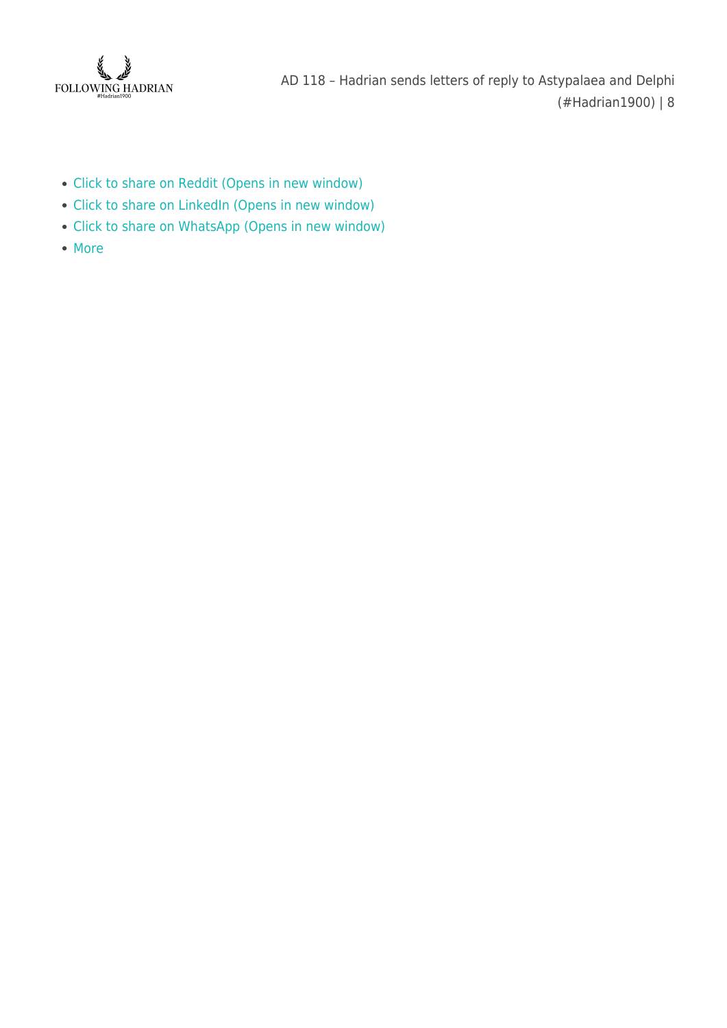- Click to share on Reddit (Opens in new window)
- Click to share on LinkedIn (Opens in new window)
- Click to share on WhatsApp (Opens in new window)
- More